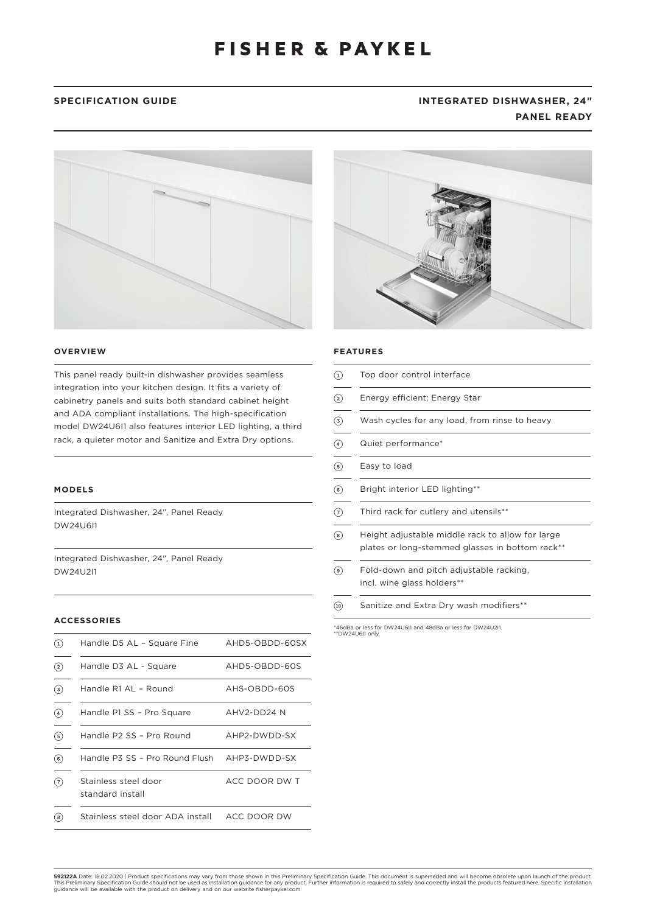# FISHER & PAYKEL

**SPECIFICATION GUIDE**

**INTEGRATED DISHWASHER, 24″ PANEL READY**

## OVERVIEW

This panel ready built-in dishwasher provides seamless integration into your kitchen design. It fits a variety of cabinetry panels and suits both standard cabinet height and ADA compliant installations. The high-specification model DW24U6I1 also features interior LED lighting, a third rack, a quieter motor and Sanitize and Extra Dry options.

## MODELS

Integrated Dishwasher, 24″, Panel Ready
DW24U6I1

Integrated Dishwasher, 24″, Panel Ready
DW24U2I1

## ACCESSORIES

| | | |
|---|---|---|
| 1 | Handle D5 AL – Square Fine | AHD5-OBDD-60SX |
| 2 | Handle D3 AL - Square | AHD5-OBDD-60S |
| 3 | Handle R1 AL – Round | AHS-OBDD-60S |
| 4 | Handle P1 SS – Pro Square | AHV2-DD24 N |
| 5 | Handle P2 SS – Pro Round | AHP2-DWDD-SX |
| 6 | Handle P3 SS – Pro Round Flush | AHP3-DWDD-SX |
| 7 | Stainless steel door standard install | ACC DOOR DW T |
| 8 | Stainless steel door ADA install | ACC DOOR DW |

## FEATURES

| | |
|---|---|
| 1 | Top door control interface |
| 2 | Energy efficient: Energy Star |
| 3 | Wash cycles for any load, from rinse to heavy |
| 4 | Quiet performance* |
| 5 | Easy to load |
| 6 | Bright interior LED lighting** |
| 7 | Third rack for cutlery and utensils** |
| 8 | Height adjustable middle rack to allow for large plates or long-stemmed glasses in bottom rack** |
| 9 | Fold-down and pitch adjustable racking, incl. wine glass holders** |
| 10 | Sanitize and Extra Dry wash modifiers** |

*46dBa or less for DW24U6I1 and 48dBa or less for DW24U2I1.
**DW24U6I1 only.

**592122A** Date: 18.02.2020 | Product specifications may vary from those shown in this Preliminary Specification Guide. This document is superseded and will become obsolete upon launch of the product. This Preliminary Specification Guide should not be used as installation guidance for any product. Further information is required to safely and correctly install the products featured here. Specific installation guidance will be available with the product on delivery and on our website fisherpaykel.com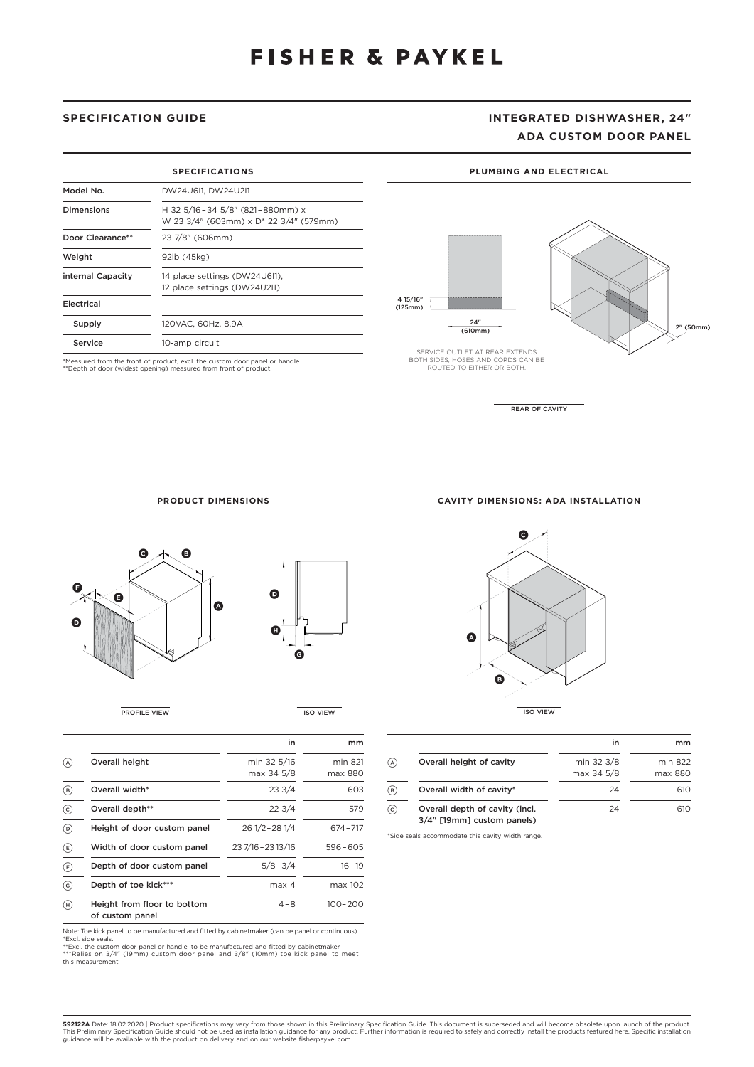# FISHER & PAYKEL

**SPECIFICATION GUIDE**

**INTEGRATED DISHWASHER, 24″**
**ADA CUSTOM DOOR PANEL**

## SPECIFICATIONS

| | |
|---|---|
| Model No. | DW24U6I1, DW24U2I1 |
| Dimensions | H 32 5/16 – 34 5/8″ (821 – 880mm) x W 23 3/4″ (603mm) x D* 22 3/4″ (579mm) |
| Door Clearance** | 23 7/8″ (606mm) |
| Weight | 92lb (45kg) |
| internal Capacity | 14 place settings (DW24U6I1), 12 place settings (DW24U2I1) |
| Electrical | |
| Supply | 120VAC, 60Hz, 8.9A |
| Service | 10-amp circuit |

*Measured from the front of product, excl. the custom door panel or handle.
**Depth of door (widest opening) measured from front of product.

## PLUMBING AND ELECTRICAL

4 15/16″ (125mm)

24″ (610mm)

2″ (50mm)

SERVICE OUTLET AT REAR EXTENDS BOTH SIDES, HOSES AND CORDS CAN BE ROUTED TO EITHER OR BOTH.

REAR OF CAVITY

## PRODUCT DIMENSIONS

PROFILE VIEW

ISO VIEW

| | | in | mm |
|---|---|---|---|
| (A) | Overall height | min 32 5/16 max 34 5/8 | min 821 max 880 |
| (B) | Overall width* | 23 3/4 | 603 |
| (C) | Overall depth** | 22 3/4 | 579 |
| (D) | Height of door custom panel | 26 1/2 – 28 1/4 | 674 – 717 |
| (E) | Width of door custom panel | 23 7/16 – 23 13/16 | 596 – 605 |
| (F) | Depth of door custom panel | 5/8 – 3/4 | 16 – 19 |
| (G) | Depth of toe kick*** | max 4 | max 102 |
| (H) | Height from floor to bottom of custom panel | 4 – 8 | 100 – 200 |

Note: Toe kick panel to be manufactured and fitted by cabinetmaker (can be panel or continuous).
*Excl. side seals.
**Excl. the custom door panel or handle, to be manufactured and fitted by cabinetmaker.
***Relies on 3/4″ (19mm) custom door panel and 3/8″ (10mm) toe kick panel to meet this measurement.

## CAVITY DIMENSIONS: ADA INSTALLATION

ISO VIEW

| | | in | mm |
|---|---|---|---|
| (A) | Overall height of cavity | min 32 3/8 max 34 5/8 | min 822 max 880 |
| (B) | Overall width of cavity* | 24 | 610 |
| (C) | Overall depth of cavity (incl. 3/4″ [19mm] custom panels) | 24 | 610 |

*Side seals accommodate this cavity width range.

**592122A** Date: 18.02.2020 | Product specifications may vary from those shown in this Preliminary Specification Guide. This document is superseded and will become obsolete upon launch of the product. This Preliminary Specification Guide should not be used as installation guidance for any product. Further information is required to safely and correctly install the products featured here. Specific installation guidance will be available with the product on delivery and on our website fisherpaykel.com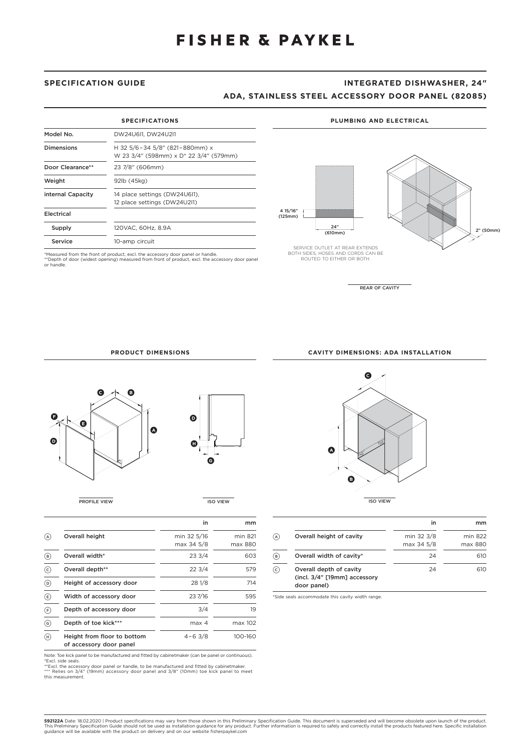# FISHER & PAYKEL

## SPECIFICATION GUIDE

## INTEGRATED DISHWASHER, 24" ADA, STAINLESS STEEL ACCESSORY DOOR PANEL (82085)

### SPECIFICATIONS

| | |
|---|---|
| Model No. | DW24U6I1, DW24U2I1 |
| Dimensions | H 32 5/6 – 34 5/8" (821–880mm) x W 23 3/4" (598mm) x D* 22 3/4" (579mm) |
| Door Clearance** | 23 7/8" (606mm) |
| Weight | 92lb (45kg) |
| internal Capacity | 14 place settings (DW24U6I1), 12 place settings (DW24U2I1) |
| Electrical | |
| Supply | 120VAC, 60Hz, 8.9A |
| Service | 10-amp circuit |

*Measured from the front of product, excl. the accessory door panel or handle.
**Depth of door (widest opening) measured from front of product, excl. the accessory door panel or handle.

### PLUMBING AND ELECTRICAL

4 15/16" (125mm)

24" (610mm)

2" (50mm)

SERVICE OUTLET AT REAR EXTENDS BOTH SIDES, HOSES AND CORDS CAN BE ROUTED TO EITHER OR BOTH.

REAR OF CAVITY

### PRODUCT DIMENSIONS

PROFILE VIEW

ISO VIEW

| | | in | mm |
|---|---|---|---|
| A | Overall height | min 32 5/16 max 34 5/8 | min 821 max 880 |
| B | Overall width* | 23 3/4 | 603 |
| C | Overall depth** | 22 3/4 | 579 |
| D | Height of accessory door | 28 1/8 | 714 |
| E | Width of accessory door | 23 7/16 | 595 |
| F | Depth of accessory door | 3/4 | 19 |
| G | Depth of toe kick*** | max 4 | max 102 |
| H | Height from floor to bottom of accessory door panel | 4 – 6 3/8 | 100-160 |

Note: Toe kick panel to be manufactured and fitted by cabinetmaker (can be panel or continuous).
*Excl. side seals.
**Excl. the accessory door panel or handle, to be manufactured and fitted by cabinetmaker.
*** Relies on 3/4" (19mm) accessory door panel and 3/8" (10mm) toe kick panel to meet this measurement.

### CAVITY DIMENSIONS: ADA INSTALLATION

ISO VIEW

| | | in | mm |
|---|---|---|---|
| A | Overall height of cavity | min 32 3/8 max 34 5/8 | min 822 max 880 |
| B | Overall width of cavity* | 24 | 610 |
| C | Overall depth of cavity (incl. 3/4" [19mm] accessory door panel) | 24 | 610 |

*Side seals accommodate this cavity width range.

**592122A** Date: 18.02.2020 | Product specifications may vary from those shown in this Preliminary Specification Guide. This document is superseded and will become obsolete upon launch of the product. This Preliminary Specification Guide should not be used as installation guidance for any product. Further information is required to safely and correctly install the products featured here. Specific installation guidance will be available with the product on delivery and on our website fisherpaykel.com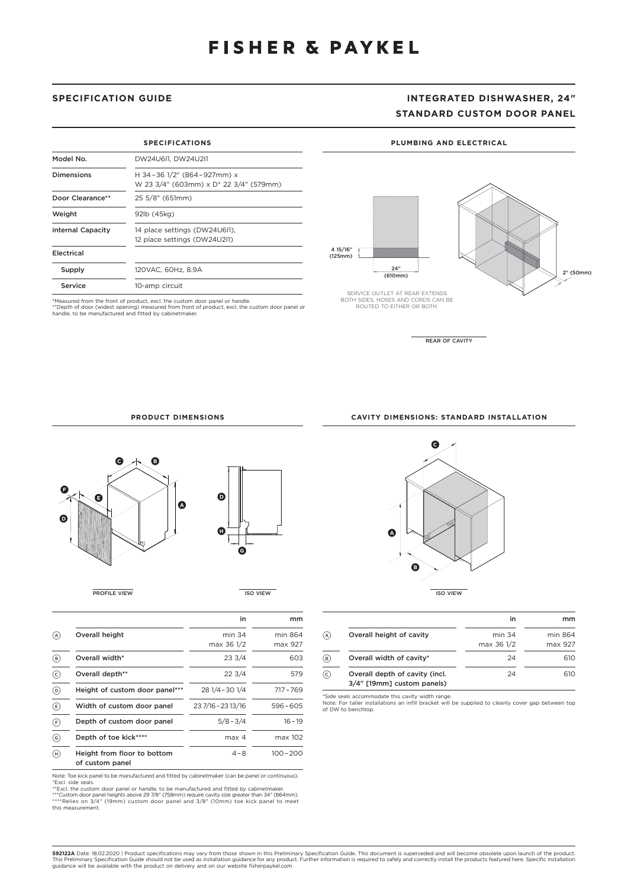# FISHER & PAYKEL

## SPECIFICATION GUIDE

## INTEGRATED DISHWASHER, 24″ STANDARD CUSTOM DOOR PANEL

### SPECIFICATIONS

| | |
|---|---|
| Model No. | DW24U6I1, DW24U2I1 |
| Dimensions | H 34–36 1/2" (864–927mm) x W 23 3/4" (603mm) x D* 22 3/4" (579mm) |
| Door Clearance** | 25 5/8" (651mm) |
| Weight | 92lb (45kg) |
| internal Capacity | 14 place settings (DW24U6I1), 12 place settings (DW24U2I1) |
| Electrical | |
| Supply | 120VAC, 60Hz, 8.9A |
| Service | 10-amp circuit |

*Measured from the front of product, excl. the custom door panel or handle.
**Depth of door (widest opening) measured from front of product, excl. the custom door panel or handle, to be manufactured and fitted by cabinetmaker.

### PLUMBING AND ELECTRICAL

4 15/16" (125mm)

24" (610mm)

2" (50mm)

SERVICE OUTLET AT REAR EXTENDS BOTH SIDES, HOSES AND CORDS CAN BE ROUTED TO EITHER OR BOTH.

REAR OF CAVITY

### PRODUCT DIMENSIONS

PROFILE VIEW

ISO VIEW

| | | in | mm |
|---|---|---|---|
| Ⓐ | Overall height | min 34 max 36 1/2 | min 864 max 927 |
| Ⓑ | Overall width* | 23 3/4 | 603 |
| Ⓒ | Overall depth** | 22 3/4 | 579 |
| Ⓓ | Height of custom door panel*** | 28 1/4–30 1/4 | 717–769 |
| Ⓔ | Width of custom door panel | 23 7/16–23 13/16 | 596–605 |
| Ⓕ | Depth of custom door panel | 5/8–3/4 | 16–19 |
| Ⓖ | Depth of toe kick**** | max 4 | max 102 |
| Ⓗ | Height from floor to bottom of custom panel | 4–8 | 100–200 |

Note: Toe kick panel to be manufactured and fitted by cabinetmaker (can be panel or continuous).
*Excl. side seals.
**Excl. the custom door panel or handle, to be manufactured and fitted by cabinetmaker.
***Custom door panel heights above 29 7/8" (758mm) require cavity size greater than 34" (864mm).
****Relies on 3/4" (19mm) custom door panel and 3/8" (10mm) toe kick panel to meet this measurement.

### CAVITY DIMENSIONS: STANDARD INSTALLATION

ISO VIEW

| | | in | mm |
|---|---|---|---|
| Ⓐ | Overall height of cavity | min 34 max 36 1/2 | min 864 max 927 |
| Ⓑ | Overall width of cavity* | 24 | 610 |
| Ⓒ | Overall depth of cavity (incl. 3/4" [19mm] custom panels) | 24 | 610 |

*Side seals accommodate this cavity width range.
Note: For taller installations an infill bracket will be supplied to cleanly cover gap between top of DW to benchtop.

**592122A** Date: 18.02.2020 | Product specifications may vary from those shown in this Preliminary Specification Guide. This document is superseded and will become obsolete upon launch of the product. This Preliminary Specification Guide should not be used as installation guidance for any product. Further information is required to safely and correctly install the products featured here. Specific installation guidance will be available with the product on delivery and on our website fisherpaykel.com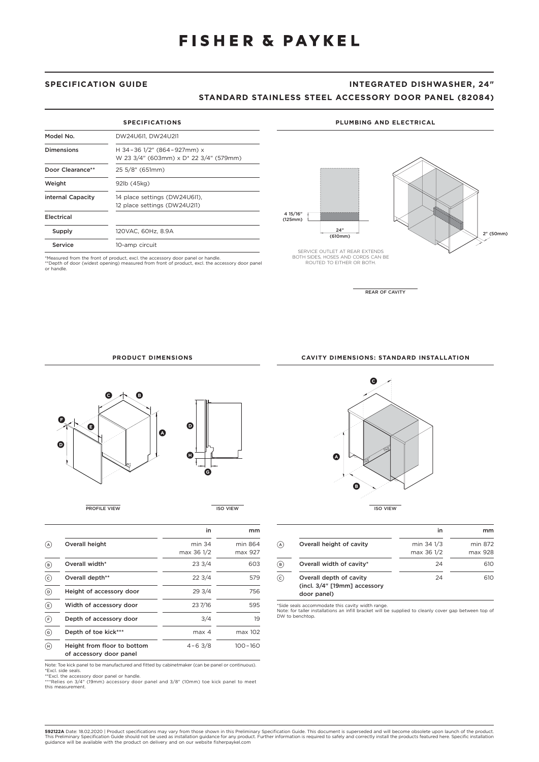# FISHER & PAYKEL

**SPECIFICATION GUIDE**

**INTEGRATED DISHWASHER, 24"**

**STANDARD STAINLESS STEEL ACCESSORY DOOR PANEL (82084)**

## SPECIFICATIONS

| | |
|---|---|
| Model No. | DW24U6I1, DW24U2I1 |
| Dimensions | H 34 – 36 1/2" (864 – 927mm) x W 23 3/4" (603mm) x D* 22 3/4" (579mm) |
| Door Clearance** | 25 5/8" (651mm) |
| Weight | 92lb (45kg) |
| internal Capacity | 14 place settings (DW24U6I1), 12 place settings (DW24U2I1) |
| Electrical | |
| Supply | 120VAC, 60Hz, 8.9A |
| Service | 10-amp circuit |

*Measured from the front of product, excl. the accessory door panel or handle.
**Depth of door (widest opening) measured from front of product, excl. the accessory door panel or handle.

## PLUMBING AND ELECTRICAL

4 15/16" (125mm)

24" (610mm)

2" (50mm)

SERVICE OUTLET AT REAR EXTENDS BOTH SIDES, HOSES AND CORDS CAN BE ROUTED TO EITHER OR BOTH.

REAR OF CAVITY

## PRODUCT DIMENSIONS

PROFILE VIEW

ISO VIEW

| | | in | mm |
|---|---|---|---|
| (A) | Overall height | min 34 max 36 1/2 | min 864 max 927 |
| (B) | Overall width* | 23 3/4 | 603 |
| (C) | Overall depth** | 22 3/4 | 579 |
| (D) | Height of accessory door | 29 3/4 | 756 |
| (E) | Width of accessory door | 23 7/16 | 595 |
| (F) | Depth of accessory door | 3/4 | 19 |
| (G) | Depth of toe kick*** | max 4 | max 102 |
| (H) | Height from floor to bottom of accessory door panel | 4 – 6 3/8 | 100 – 160 |

Note: Toe kick panel to be manufactured and fitted by cabinetmaker (can be panel or continuous).
*Excl. side seals.
**Excl. the accessory door panel or handle.
***Relies on 3/4" (19mm) accessory door panel and 3/8" (10mm) toe kick panel to meet this measurement.

## CAVITY DIMENSIONS: STANDARD INSTALLATION

ISO VIEW

| | | in | mm |
|---|---|---|---|
| (A) | Overall height of cavity | min 34 1/3 max 36 1/2 | min 872 max 928 |
| (B) | Overall width of cavity* | 24 | 610 |
| (C) | Overall depth of cavity (incl. 3/4" [19mm] accessory door panel) | 24 | 610 |

*Side seals accommodate this cavity width range.
Note: for taller installations an infill bracket will be supplied to cleanly cover gap between top of DW to benchtop.

**592122A** Date: 18.02.2020 | Product specifications may vary from those shown in this Preliminary Specification Guide. This document is superseded and will become obsolete upon launch of the product. This Preliminary Specification Guide should not be used as installation guidance for any product. Further information is required to safely and correctly install the products featured here. Specific installation guidance will be available with the product on delivery and on our website fisherpaykel.com